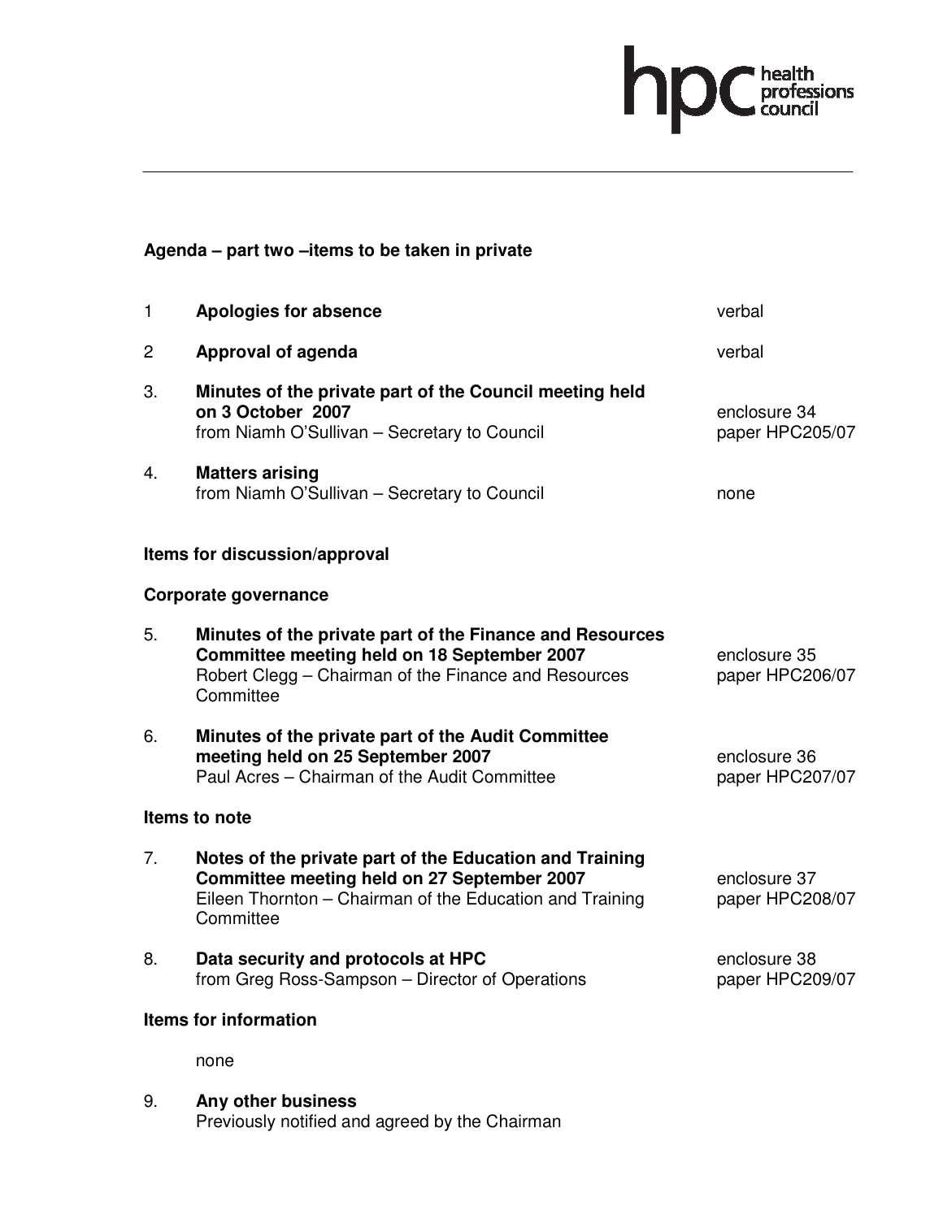**Agenda – part two –items to be taken in private**

| | | |
|---|---|---|
| 1 | **Apologies for absence** | verbal |
| 2 | **Approval of agenda** | verbal |
| 3. | **Minutes of the private part of the Council meeting held on 3 October 2007**<br>from Niamh O'Sullivan – Secretary to Council | enclosure 34<br>paper HPC205/07 |
| 4. | **Matters arising**<br>from Niamh O'Sullivan – Secretary to Council | none |

**Items for discussion/approval**

**Corporate governance**

| | | |
|---|---|---|
| 5. | **Minutes of the private part of the Finance and Resources Committee meeting held on 18 September 2007**<br>Robert Clegg – Chairman of the Finance and Resources Committee | enclosure 35<br>paper HPC206/07 |
| 6. | **Minutes of the private part of the Audit Committee meeting held on 25 September 2007**<br>Paul Acres – Chairman of the Audit Committee | enclosure 36<br>paper HPC207/07 |

**Items to note**

| | | |
|---|---|---|
| 7. | **Notes of the private part of the Education and Training Committee meeting held on 27 September 2007**<br>Eileen Thornton – Chairman of the Education and Training Committee | enclosure 37<br>paper HPC208/07 |
| 8. | **Data security and protocols at HPC**<br>from Greg Ross-Sampson – Director of Operations | enclosure 38<br>paper HPC209/07 |

**Items for information**

none

9. **Any other business**
Previously notified and agreed by the Chairman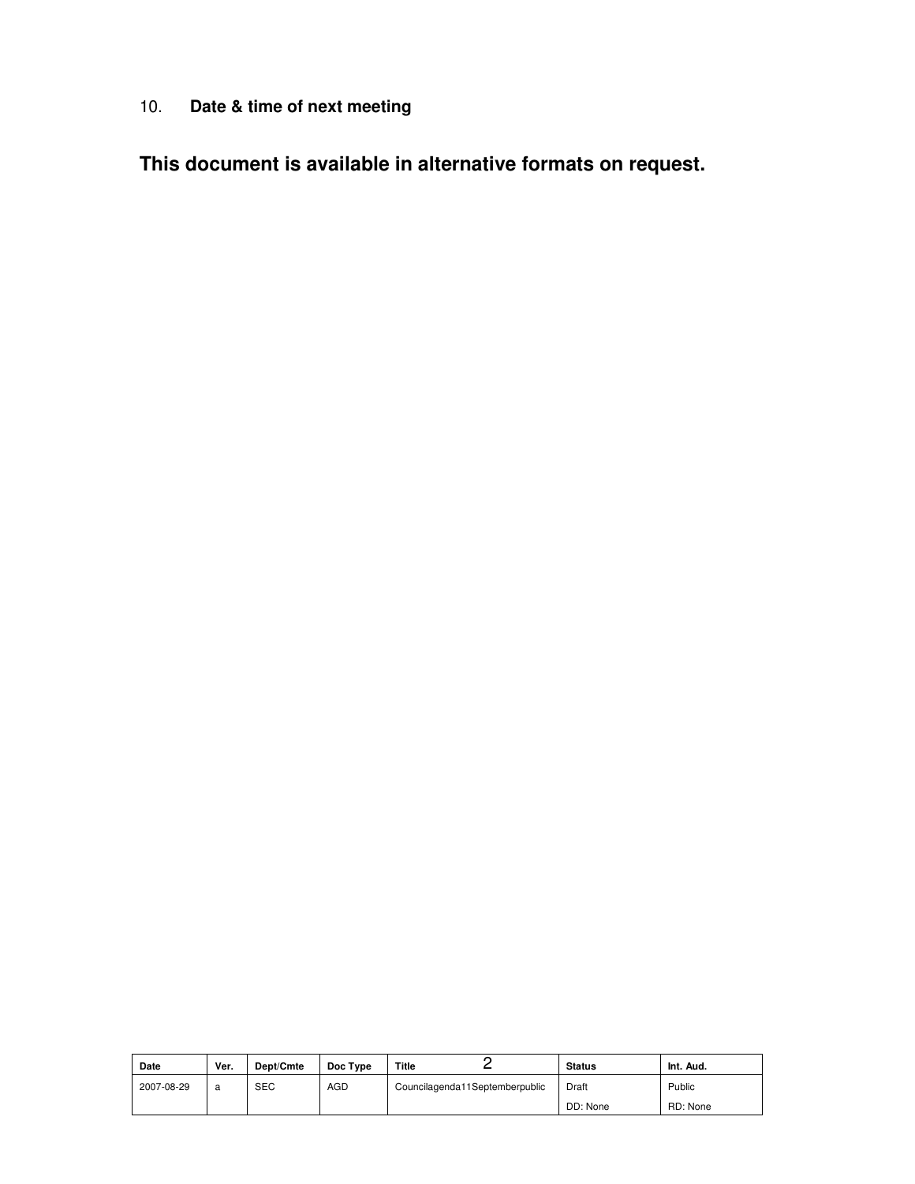10. **Date & time of next meeting**

**This document is available in alternative formats on request.**